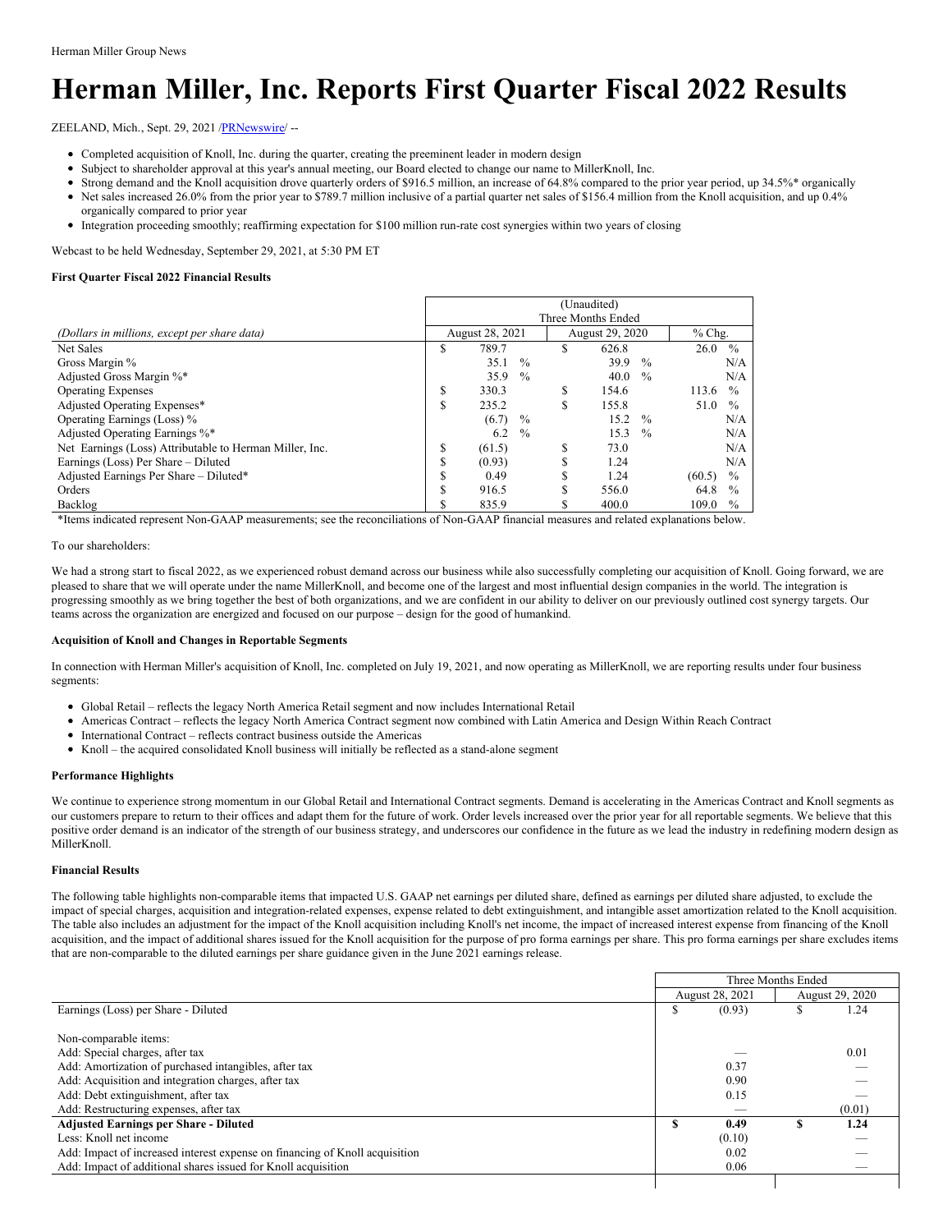Herman Miller Group News

# Herman Miller, Inc. Reports First Quarter Fiscal 2022 Results

ZEELAND, Mich., Sept. 29, 2021 /PRNewswire/ --

- Completed acquisition of Knoll, Inc. during the quarter, creating the preeminent leader in modern design
- Subject to shareholder approval at this year's annual meeting, our Board elected to change our name to MillerKnoll, Inc.
- Strong demand and the Knoll acquisition drove quarterly orders of $916.5 million, an increase of 64.8% compared to the prior year period, up 34.5%* organically
- Net sales increased 26.0% from the prior year to $789.7 million inclusive of a partial quarter net sales of $156.4 million from the Knoll acquisition, and up 0.4% organically compared to prior year
- Integration proceeding smoothly; reaffirming expectation for $100 million run-rate cost synergies within two years of closing

Webcast to be held Wednesday, September 29, 2021, at 5:30 PM ET

**First Quarter Fiscal 2022 Financial Results**

| *(Dollars in millions, except per share data)* | (Unaudited) Three Months Ended August 28, 2021 | August 29, 2020 | % Chg. |
|---|---|---|---|
| Net Sales | $ 789.7 | $ 626.8 | 26.0 % |
| Gross Margin % | 35.1 % | 39.9 % | N/A |
| Adjusted Gross Margin %* | 35.9 % | 40.0 % | N/A |
| Operating Expenses | $ 330.3 | $ 154.6 | 113.6 % |
| Adjusted Operating Expenses* | $ 235.2 | $ 155.8 | 51.0 % |
| Operating Earnings (Loss) % | (6.7) % | 15.2 % | N/A |
| Adjusted Operating Earnings %* | 6.2 % | 15.3 % | N/A |
| Net Earnings (Loss) Attributable to Herman Miller, Inc. | $ (61.5) | $ 73.0 | N/A |
| Earnings (Loss) Per Share – Diluted | $ (0.93) | $ 1.24 | N/A |
| Adjusted Earnings Per Share – Diluted* | $ 0.49 | $ 1.24 | (60.5) % |
| Orders | $ 916.5 | $ 556.0 | 64.8 % |
| Backlog | $ 835.9 | $ 400.0 | 109.0 % |

*Items indicated represent Non-GAAP measurements; see the reconciliations of Non-GAAP financial measures and related explanations below.

To our shareholders:

We had a strong start to fiscal 2022, as we experienced robust demand across our business while also successfully completing our acquisition of Knoll. Going forward, we are pleased to share that we will operate under the name MillerKnoll, and become one of the largest and most influential design companies in the world. The integration is progressing smoothly as we bring together the best of both organizations, and we are confident in our ability to deliver on our previously outlined cost synergy targets. Our teams across the organization are energized and focused on our purpose – design for the good of humankind.

**Acquisition of Knoll and Changes in Reportable Segments**

In connection with Herman Miller's acquisition of Knoll, Inc. completed on July 19, 2021, and now operating as MillerKnoll, we are reporting results under four business segments:

- Global Retail – reflects the legacy North America Retail segment and now includes International Retail
- Americas Contract – reflects the legacy North America Contract segment now combined with Latin America and Design Within Reach Contract
- International Contract – reflects contract business outside the Americas
- Knoll – the acquired consolidated Knoll business will initially be reflected as a stand-alone segment

**Performance Highlights**

We continue to experience strong momentum in our Global Retail and International Contract segments. Demand is accelerating in the Americas Contract and Knoll segments as our customers prepare to return to their offices and adapt them for the future of work. Order levels increased over the prior year for all reportable segments. We believe that this positive order demand is an indicator of the strength of our business strategy, and underscores our confidence in the future as we lead the industry in redefining modern design as MillerKnoll.

**Financial Results**

The following table highlights non-comparable items that impacted U.S. GAAP net earnings per diluted share, defined as earnings per diluted share adjusted, to exclude the impact of special charges, acquisition and integration-related expenses, expense related to debt extinguishment, and intangible asset amortization related to the Knoll acquisition. The table also includes an adjustment for the impact of the Knoll acquisition including Knoll's net income, the impact of increased interest expense from financing of the Knoll acquisition, and the impact of additional shares issued for the Knoll acquisition for the purpose of pro forma earnings per share. This pro forma earnings per share excludes items that are non-comparable to the diluted earnings per share guidance given in the June 2021 earnings release.

| | Three Months Ended August 28, 2021 | August 29, 2020 |
|---|---|---|
| Earnings (Loss) per Share - Diluted | $ (0.93) | $ 1.24 |
| | | |
| Non-comparable items: | | |
| Add: Special charges, after tax | — | 0.01 |
| Add: Amortization of purchased intangibles, after tax | 0.37 | — |
| Add: Acquisition and integration charges, after tax | 0.90 | — |
| Add: Debt extinguishment, after tax | 0.15 | — |
| Add: Restructuring expenses, after tax | — | (0.01) |
| **Adjusted Earnings per Share - Diluted** | **$ 0.49** | **$ 1.24** |
| Less: Knoll net income | (0.10) | — |
| Add: Impact of increased interest expense on financing of Knoll acquisition | 0.02 | — |
| Add: Impact of additional shares issued for Knoll acquisition | 0.06 | — |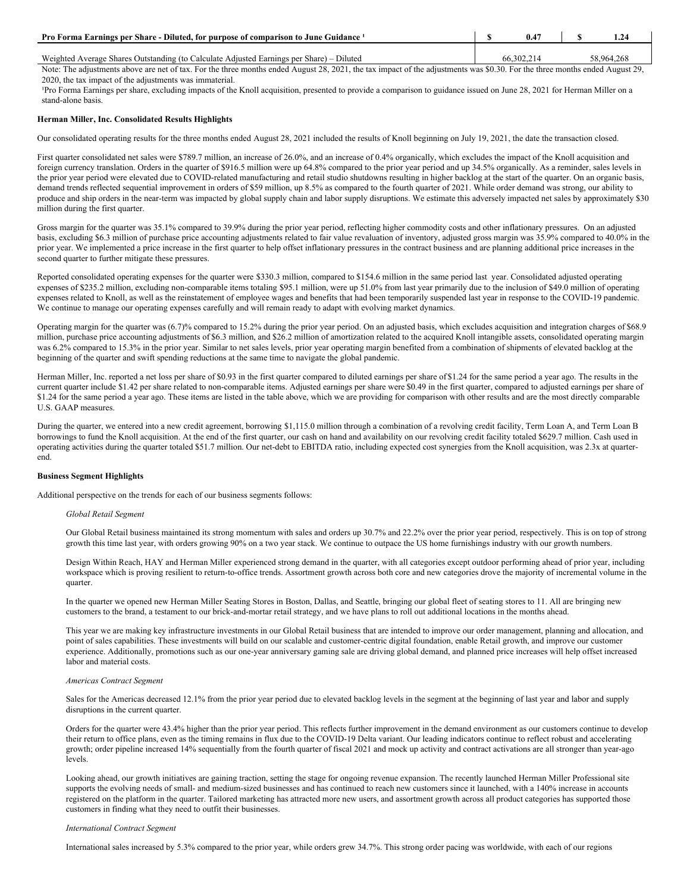| | | |
|---|---|---|
| **Pro Forma Earnings per Share - Diluted, for purpose of comparison to June Guidance [1]** | **$ 0.47** | **$ 1.24** |
| Weighted Average Shares Outstanding (to Calculate Adjusted Earnings per Share) – Diluted | 66,302,214 | 58,964,268 |

Note: The adjustments above are net of tax. For the three months ended August 28, 2021, the tax impact of the adjustments was $0.30. For the three months ended August 29, 2020, the tax impact of the adjustments was immaterial.

[1]Pro Forma Earnings per share, excluding impacts of the Knoll acquisition, presented to provide a comparison to guidance issued on June 28, 2021 for Herman Miller on a stand-alone basis.

**Herman Miller, Inc. Consolidated Results Highlights**

Our consolidated operating results for the three months ended August 28, 2021 included the results of Knoll beginning on July 19, 2021, the date the transaction closed.

First quarter consolidated net sales were $789.7 million, an increase of 26.0%, and an increase of 0.4% organically, which excludes the impact of the Knoll acquisition and foreign currency translation. Orders in the quarter of $916.5 million were up 64.8% compared to the prior year period and up 34.5% organically. As a reminder, sales levels in the prior year period were elevated due to COVID-related manufacturing and retail studio shutdowns resulting in higher backlog at the start of the quarter. On an organic basis, demand trends reflected sequential improvement in orders of $59 million, up 8.5% as compared to the fourth quarter of 2021. While order demand was strong, our ability to produce and ship orders in the near-term was impacted by global supply chain and labor supply disruptions. We estimate this adversely impacted net sales by approximately $30 million during the first quarter.

Gross margin for the quarter was 35.1% compared to 39.9% during the prior year period, reflecting higher commodity costs and other inflationary pressures. On an adjusted basis, excluding $6.3 million of purchase price accounting adjustments related to fair value revaluation of inventory, adjusted gross margin was 35.9% compared to 40.0% in the prior year. We implemented a price increase in the first quarter to help offset inflationary pressures in the contract business and are planning additional price increases in the second quarter to further mitigate these pressures.

Reported consolidated operating expenses for the quarter were $330.3 million, compared to $154.6 million in the same period last year. Consolidated adjusted operating expenses of $235.2 million, excluding non-comparable items totaling $95.1 million, were up 51.0% from last year primarily due to the inclusion of $49.0 million of operating expenses related to Knoll, as well as the reinstatement of employee wages and benefits that had been temporarily suspended last year in response to the COVID-19 pandemic. We continue to manage our operating expenses carefully and will remain ready to adapt with evolving market dynamics.

Operating margin for the quarter was (6.7)% compared to 15.2% during the prior year period. On an adjusted basis, which excludes acquisition and integration charges of $68.9 million, purchase price accounting adjustments of $6.3 million, and $26.2 million of amortization related to the acquired Knoll intangible assets, consolidated operating margin was 6.2% compared to 15.3% in the prior year. Similar to net sales levels, prior year operating margin benefited from a combination of shipments of elevated backlog at the beginning of the quarter and swift spending reductions at the same time to navigate the global pandemic.

Herman Miller, Inc. reported a net loss per share of $0.93 in the first quarter compared to diluted earnings per share of $1.24 for the same period a year ago. The results in the current quarter include $1.42 per share related to non-comparable items. Adjusted earnings per share were $0.49 in the first quarter, compared to adjusted earnings per share of $1.24 for the same period a year ago. These items are listed in the table above, which we are providing for comparison with other results and are the most directly comparable U.S. GAAP measures.

During the quarter, we entered into a new credit agreement, borrowing $1,115.0 million through a combination of a revolving credit facility, Term Loan A, and Term Loan B borrowings to fund the Knoll acquisition. At the end of the first quarter, our cash on hand and availability on our revolving credit facility totaled $629.7 million. Cash used in operating activities during the quarter totaled $51.7 million. Our net-debt to EBITDA ratio, including expected cost synergies from the Knoll acquisition, was 2.3x at quarter-end.

**Business Segment Highlights**

Additional perspective on the trends for each of our business segments follows:

*Global Retail Segment*

Our Global Retail business maintained its strong momentum with sales and orders up 30.7% and 22.2% over the prior year period, respectively. This is on top of strong growth this time last year, with orders growing 90% on a two year stack. We continue to outpace the US home furnishings industry with our growth numbers.

Design Within Reach, HAY and Herman Miller experienced strong demand in the quarter, with all categories except outdoor performing ahead of prior year, including workspace which is proving resilient to return-to-office trends. Assortment growth across both core and new categories drove the majority of incremental volume in the quarter.

In the quarter we opened new Herman Miller Seating Stores in Boston, Dallas, and Seattle, bringing our global fleet of seating stores to 11. All are bringing new customers to the brand, a testament to our brick-and-mortar retail strategy, and we have plans to roll out additional locations in the months ahead.

This year we are making key infrastructure investments in our Global Retail business that are intended to improve our order management, planning and allocation, and point of sales capabilities. These investments will build on our scalable and customer-centric digital foundation, enable Retail growth, and improve our customer experience. Additionally, promotions such as our one-year anniversary gaming sale are driving global demand, and planned price increases will help offset increased labor and material costs.

*Americas Contract Segment*

Sales for the Americas decreased 12.1% from the prior year period due to elevated backlog levels in the segment at the beginning of last year and labor and supply disruptions in the current quarter.

Orders for the quarter were 43.4% higher than the prior year period. This reflects further improvement in the demand environment as our customers continue to develop their return to office plans, even as the timing remains in flux due to the COVID-19 Delta variant. Our leading indicators continue to reflect robust and accelerating growth; order pipeline increased 14% sequentially from the fourth quarter of fiscal 2021 and mock up activity and contract activations are all stronger than year-ago levels.

Looking ahead, our growth initiatives are gaining traction, setting the stage for ongoing revenue expansion. The recently launched Herman Miller Professional site supports the evolving needs of small- and medium-sized businesses and has continued to reach new customers since it launched, with a 140% increase in accounts registered on the platform in the quarter. Tailored marketing has attracted more new users, and assortment growth across all product categories has supported those customers in finding what they need to outfit their businesses.

*International Contract Segment*

International sales increased by 5.3% compared to the prior year, while orders grew 34.7%. This strong order pacing was worldwide, with each of our regions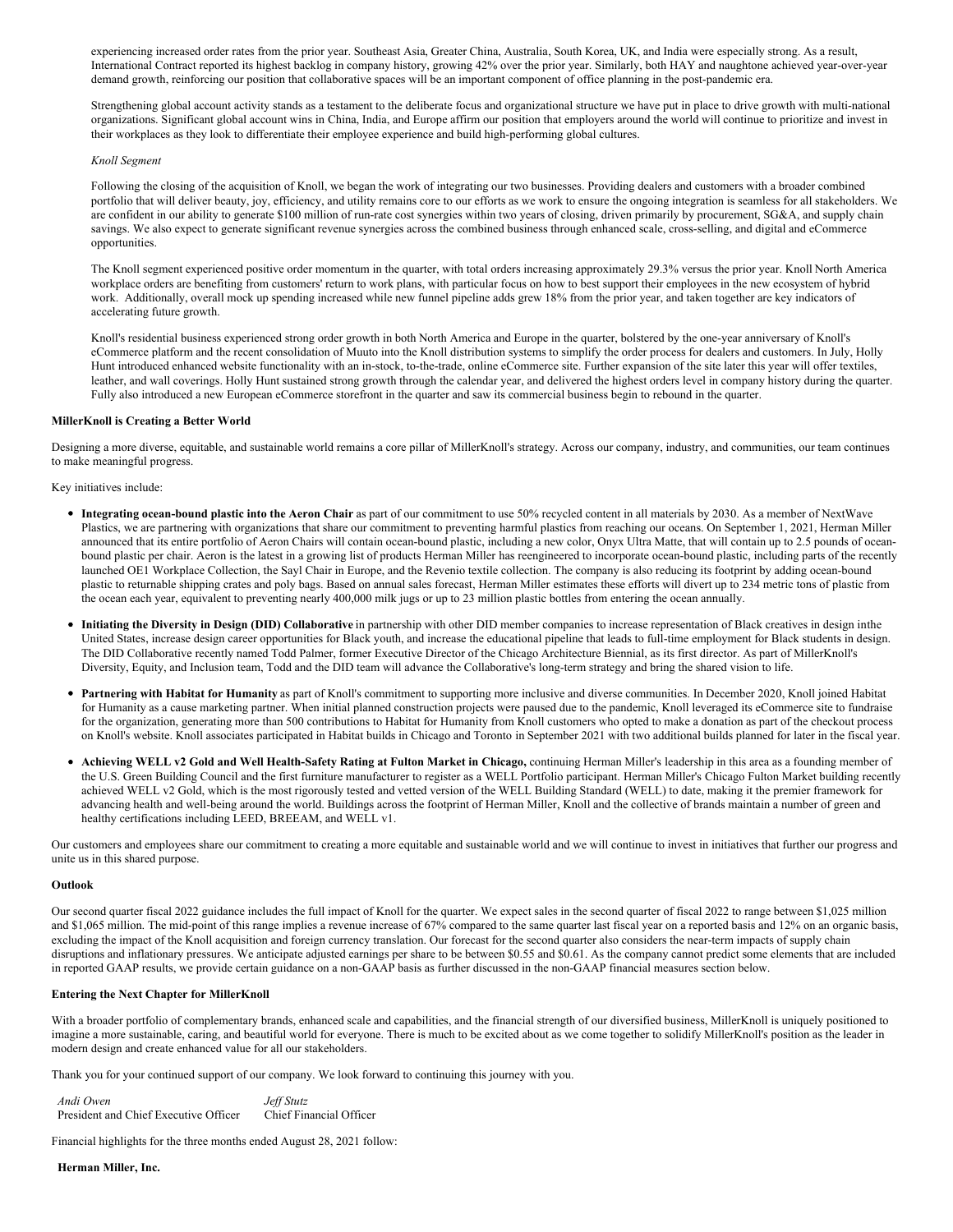experiencing increased order rates from the prior year. Southeast Asia, Greater China, Australia, South Korea, UK, and India were especially strong. As a result, International Contract reported its highest backlog in company history, growing 42% over the prior year. Similarly, both HAY and naughtone achieved year-over-year demand growth, reinforcing our position that collaborative spaces will be an important component of office planning in the post-pandemic era.

Strengthening global account activity stands as a testament to the deliberate focus and organizational structure we have put in place to drive growth with multi-national organizations. Significant global account wins in China, India, and Europe affirm our position that employers around the world will continue to prioritize and invest in their workplaces as they look to differentiate their employee experience and build high-performing global cultures.

*Knoll Segment*

Following the closing of the acquisition of Knoll, we began the work of integrating our two businesses. Providing dealers and customers with a broader combined portfolio that will deliver beauty, joy, efficiency, and utility remains core to our efforts as we work to ensure the ongoing integration is seamless for all stakeholders. We are confident in our ability to generate $100 million of run-rate cost synergies within two years of closing, driven primarily by procurement, SG&A, and supply chain savings. We also expect to generate significant revenue synergies across the combined business through enhanced scale, cross-selling, and digital and eCommerce opportunities.

The Knoll segment experienced positive order momentum in the quarter, with total orders increasing approximately 29.3% versus the prior year. Knoll North America workplace orders are benefiting from customers' return to work plans, with particular focus on how to best support their employees in the new ecosystem of hybrid work. Additionally, overall mock up spending increased while new funnel pipeline adds grew 18% from the prior year, and taken together are key indicators of accelerating future growth.

Knoll's residential business experienced strong order growth in both North America and Europe in the quarter, bolstered by the one-year anniversary of Knoll's eCommerce platform and the recent consolidation of Muuto into the Knoll distribution systems to simplify the order process for dealers and customers. In July, Holly Hunt introduced enhanced website functionality with an in-stock, to-the-trade, online eCommerce site. Further expansion of the site later this year will offer textiles, leather, and wall coverings. Holly Hunt sustained strong growth through the calendar year, and delivered the highest orders level in company history during the quarter. Fully also introduced a new European eCommerce storefront in the quarter and saw its commercial business begin to rebound in the quarter.

**MillerKnoll is Creating a Better World**

Designing a more diverse, equitable, and sustainable world remains a core pillar of MillerKnoll's strategy. Across our company, industry, and communities, our team continues to make meaningful progress.

Key initiatives include:

- **Integrating ocean-bound plastic into the Aeron Chair** as part of our commitment to use 50% recycled content in all materials by 2030. As a member of NextWave Plastics, we are partnering with organizations that share our commitment to preventing harmful plastics from reaching our oceans. On September 1, 2021, Herman Miller announced that its entire portfolio of Aeron Chairs will contain ocean-bound plastic, including a new color, Onyx Ultra Matte, that will contain up to 2.5 pounds of ocean-bound plastic per chair. Aeron is the latest in a growing list of products Herman Miller has reengineered to incorporate ocean-bound plastic, including parts of the recently launched OE1 Workplace Collection, the Sayl Chair in Europe, and the Revenio textile collection. The company is also reducing its footprint by adding ocean-bound plastic to returnable shipping crates and poly bags. Based on annual sales forecast, Herman Miller estimates these efforts will divert up to 234 metric tons of plastic from the ocean each year, equivalent to preventing nearly 400,000 milk jugs or up to 23 million plastic bottles from entering the ocean annually.
- **Initiating the Diversity in Design (DID) Collaborative** in partnership with other DID member companies to increase representation of Black creatives in design inthe United States, increase design career opportunities for Black youth, and increase the educational pipeline that leads to full-time employment for Black students in design. The DID Collaborative recently named Todd Palmer, former Executive Director of the Chicago Architecture Biennial, as its first director. As part of MillerKnoll's Diversity, Equity, and Inclusion team, Todd and the DID team will advance the Collaborative's long-term strategy and bring the shared vision to life.
- **Partnering with Habitat for Humanity** as part of Knoll's commitment to supporting more inclusive and diverse communities. In December 2020, Knoll joined Habitat for Humanity as a cause marketing partner. When initial planned construction projects were paused due to the pandemic, Knoll leveraged its eCommerce site to fundraise for the organization, generating more than 500 contributions to Habitat for Humanity from Knoll customers who opted to make a donation as part of the checkout process on Knoll's website. Knoll associates participated in Habitat builds in Chicago and Toronto in September 2021 with two additional builds planned for later in the fiscal year.
- **Achieving WELL v2 Gold and Well Health-Safety Rating at Fulton Market in Chicago,** continuing Herman Miller's leadership in this area as a founding member of the U.S. Green Building Council and the first furniture manufacturer to register as a WELL Portfolio participant. Herman Miller's Chicago Fulton Market building recently achieved WELL v2 Gold, which is the most rigorously tested and vetted version of the WELL Building Standard (WELL) to date, making it the premier framework for advancing health and well-being around the world. Buildings across the footprint of Herman Miller, Knoll and the collective of brands maintain a number of green and healthy certifications including LEED, BREEAM, and WELL v1.

Our customers and employees share our commitment to creating a more equitable and sustainable world and we will continue to invest in initiatives that further our progress and unite us in this shared purpose.

**Outlook**

Our second quarter fiscal 2022 guidance includes the full impact of Knoll for the quarter. We expect sales in the second quarter of fiscal 2022 to range between $1,025 million and $1,065 million. The mid-point of this range implies a revenue increase of 67% compared to the same quarter last fiscal year on a reported basis and 12% on an organic basis, excluding the impact of the Knoll acquisition and foreign currency translation. Our forecast for the second quarter also considers the near-term impacts of supply chain disruptions and inflationary pressures. We anticipate adjusted earnings per share to be between $0.55 and $0.61. As the company cannot predict some elements that are included in reported GAAP results, we provide certain guidance on a non-GAAP basis as further discussed in the non-GAAP financial measures section below.

**Entering the Next Chapter for MillerKnoll**

With a broader portfolio of complementary brands, enhanced scale and capabilities, and the financial strength of our diversified business, MillerKnoll is uniquely positioned to imagine a more sustainable, caring, and beautiful world for everyone. There is much to be excited about as we come together to solidify MillerKnoll's position as the leader in modern design and create enhanced value for all our stakeholders.

Thank you for your continued support of our company. We look forward to continuing this journey with you.

| *Andi Owen* | *Jeff Stutz* |
|---|---|
| President and Chief Executive Officer | Chief Financial Officer |

Financial highlights for the three months ended August 28, 2021 follow:

**Herman Miller, Inc.**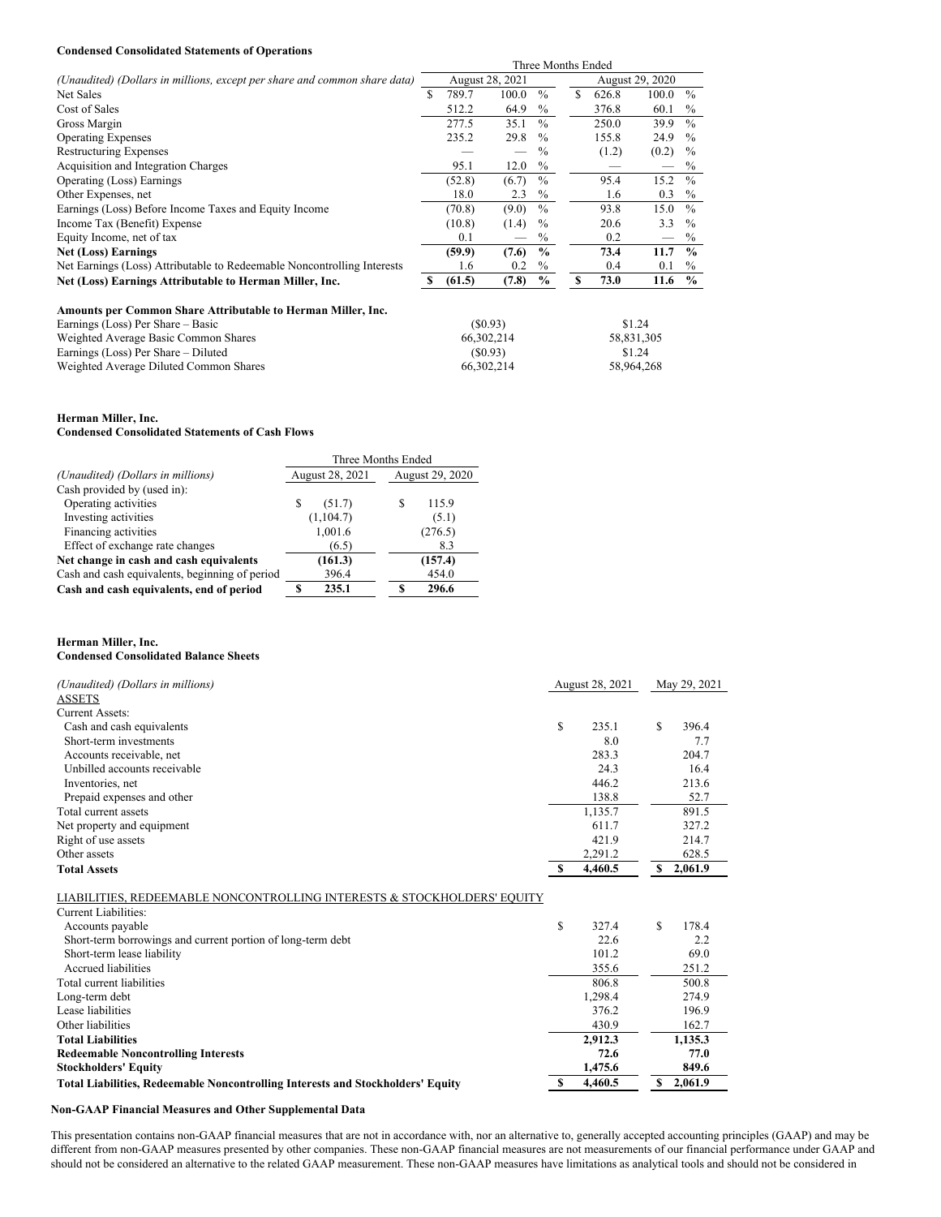**Condensed Consolidated Statements of Operations**

| *(Unaudited) (Dollars in millions, except per share and common share data)* | Three Months Ended | | | |
|---|---|---|---|---|
| | August 28, 2021 | | August 29, 2020 | |
| Net Sales | $ 789.7 | 100.0 % | $ 626.8 | 100.0 % |
| Cost of Sales | 512.2 | 64.9 % | 376.8 | 60.1 % |
| Gross Margin | 277.5 | 35.1 % | 250.0 | 39.9 % |
| Operating Expenses | 235.2 | 29.8 % | 155.8 | 24.9 % |
| Restructuring Expenses | — | — % | (1.2) | (0.2) % |
| Acquisition and Integration Charges | 95.1 | 12.0 % | — | — % |
| Operating (Loss) Earnings | (52.8) | (6.7) % | 95.4 | 15.2 % |
| Other Expenses, net | 18.0 | 2.3 % | 1.6 | 0.3 % |
| Earnings (Loss) Before Income Taxes and Equity Income | (70.8) | (9.0) % | 93.8 | 15.0 % |
| Income Tax (Benefit) Expense | (10.8) | (1.4) % | 20.6 | 3.3 % |
| Equity Income, net of tax | 0.1 | — % | 0.2 | — % |
| **Net (Loss) Earnings** | **(59.9)** | **(7.6) %** | **73.4** | **11.7 %** |
| Net Earnings (Loss) Attributable to Redeemable Noncontrolling Interests | 1.6 | 0.2 % | 0.4 | 0.1 % |
| **Net (Loss) Earnings Attributable to Herman Miller, Inc.** | **$ (61.5)** | **(7.8) %** | **$ 73.0** | **11.6 %** |
| | | | | |
| **Amounts per Common Share Attributable to Herman Miller, Inc.** | | | | |
| Earnings (Loss) Per Share – Basic | ($0.93) | | $1.24 | |
| Weighted Average Basic Common Shares | 66,302,214 | | 58,831,305 | |
| Earnings (Loss) Per Share – Diluted | ($0.93) | | $1.24 | |
| Weighted Average Diluted Common Shares | 66,302,214 | | 58,964,268 | |

**Herman Miller, Inc.**
**Condensed Consolidated Statements of Cash Flows**

| *(Unaudited) (Dollars in millions)* | Three Months Ended | |
|---|---|---|
| | August 28, 2021 | August 29, 2020 |
| Cash provided by (used in): | | |
| Operating activities | $ (51.7) | $ 115.9 |
| Investing activities | (1,104.7) | (5.1) |
| Financing activities | 1,001.6 | (276.5) |
| Effect of exchange rate changes | (6.5) | 8.3 |
| **Net change in cash and cash equivalents** | **(161.3)** | **(157.4)** |
| Cash and cash equivalents, beginning of period | 396.4 | 454.0 |
| **Cash and cash equivalents, end of period** | **$ 235.1** | **$ 296.6** |

**Herman Miller, Inc.**
**Condensed Consolidated Balance Sheets**

| *(Unaudited) (Dollars in millions)* | August 28, 2021 | May 29, 2021 |
|---|---|---|
| ASSETS | | |
| Current Assets: | | |
| Cash and cash equivalents | $ 235.1 | $ 396.4 |
| Short-term investments | 8.0 | 7.7 |
| Accounts receivable, net | 283.3 | 204.7 |
| Unbilled accounts receivable | 24.3 | 16.4 |
| Inventories, net | 446.2 | 213.6 |
| Prepaid expenses and other | 138.8 | 52.7 |
| Total current assets | 1,135.7 | 891.5 |
| Net property and equipment | 611.7 | 327.2 |
| Right of use assets | 421.9 | 214.7 |
| Other assets | 2,291.2 | 628.5 |
| **Total Assets** | **$ 4,460.5** | **$ 2,061.9** |
| | | |
| LIABILITIES, REDEEMABLE NONCONTROLLING INTERESTS & STOCKHOLDERS' EQUITY | | |
| Current Liabilities: | | |
| Accounts payable | $ 327.4 | $ 178.4 |
| Short-term borrowings and current portion of long-term debt | 22.6 | 2.2 |
| Short-term lease liability | 101.2 | 69.0 |
| Accrued liabilities | 355.6 | 251.2 |
| Total current liabilities | 806.8 | 500.8 |
| Long-term debt | 1,298.4 | 274.9 |
| Lease liabilities | 376.2 | 196.9 |
| Other liabilities | 430.9 | 162.7 |
| **Total Liabilities** | **2,912.3** | **1,135.3** |
| **Redeemable Noncontrolling Interests** | **72.6** | **77.0** |
| **Stockholders' Equity** | **1,475.6** | **849.6** |
| **Total Liabilities, Redeemable Noncontrolling Interests and Stockholders' Equity** | **$ 4,460.5** | **$ 2,061.9** |

**Non-GAAP Financial Measures and Other Supplemental Data**

This presentation contains non-GAAP financial measures that are not in accordance with, nor an alternative to, generally accepted accounting principles (GAAP) and may be different from non-GAAP measures presented by other companies. These non-GAAP financial measures are not measurements of our financial performance under GAAP and should not be considered an alternative to the related GAAP measurement. These non-GAAP measures have limitations as analytical tools and should not be considered in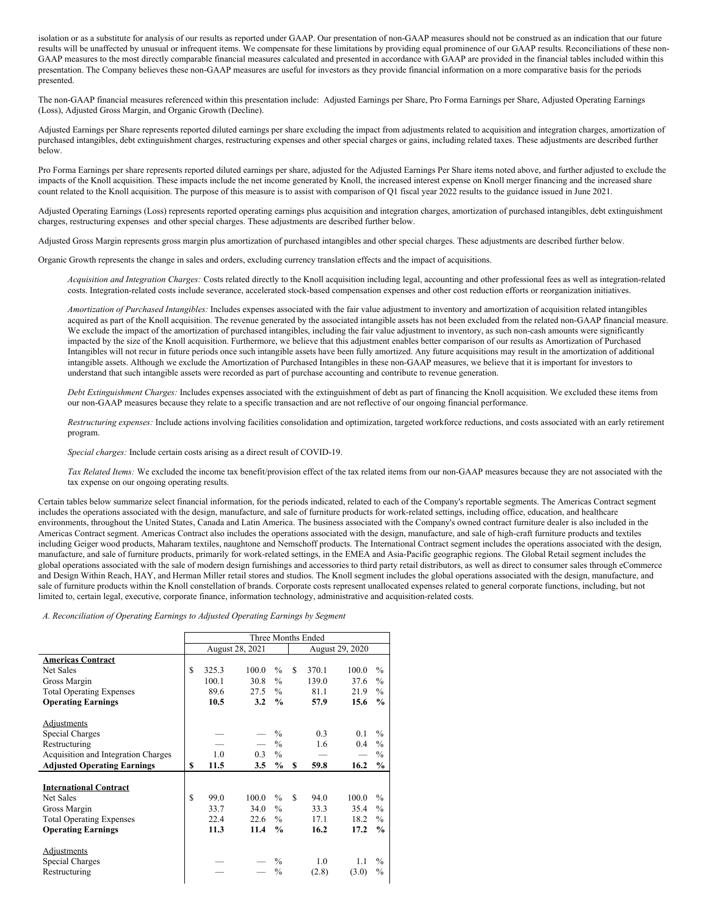isolation or as a substitute for analysis of our results as reported under GAAP. Our presentation of non-GAAP measures should not be construed as an indication that our future results will be unaffected by unusual or infrequent items. We compensate for these limitations by providing equal prominence of our GAAP results. Reconciliations of these non-GAAP measures to the most directly comparable financial measures calculated and presented in accordance with GAAP are provided in the financial tables included within this presentation. The Company believes these non-GAAP measures are useful for investors as they provide financial information on a more comparative basis for the periods presented.

The non-GAAP financial measures referenced within this presentation include: Adjusted Earnings per Share, Pro Forma Earnings per Share, Adjusted Operating Earnings (Loss), Adjusted Gross Margin, and Organic Growth (Decline).

Adjusted Earnings per Share represents reported diluted earnings per share excluding the impact from adjustments related to acquisition and integration charges, amortization of purchased intangibles, debt extinguishment charges, restructuring expenses and other special charges or gains, including related taxes. These adjustments are described further below.

Pro Forma Earnings per share represents reported diluted earnings per share, adjusted for the Adjusted Earnings Per Share items noted above, and further adjusted to exclude the impacts of the Knoll acquisition. These impacts include the net income generated by Knoll, the increased interest expense on Knoll merger financing and the increased share count related to the Knoll acquisition. The purpose of this measure is to assist with comparison of Q1 fiscal year 2022 results to the guidance issued in June 2021.

Adjusted Operating Earnings (Loss) represents reported operating earnings plus acquisition and integration charges, amortization of purchased intangibles, debt extinguishment charges, restructuring expenses and other special charges. These adjustments are described further below.

Adjusted Gross Margin represents gross margin plus amortization of purchased intangibles and other special charges. These adjustments are described further below.

Organic Growth represents the change in sales and orders, excluding currency translation effects and the impact of acquisitions.

*Acquisition and Integration Charges:* Costs related directly to the Knoll acquisition including legal, accounting and other professional fees as well as integration-related costs. Integration-related costs include severance, accelerated stock-based compensation expenses and other cost reduction efforts or reorganization initiatives.

*Amortization of Purchased Intangibles:* Includes expenses associated with the fair value adjustment to inventory and amortization of acquisition related intangibles acquired as part of the Knoll acquisition. The revenue generated by the associated intangible assets has not been excluded from the related non-GAAP financial measure. We exclude the impact of the amortization of purchased intangibles, including the fair value adjustment to inventory, as such non-cash amounts were significantly impacted by the size of the Knoll acquisition. Furthermore, we believe that this adjustment enables better comparison of our results as Amortization of Purchased Intangibles will not recur in future periods once such intangible assets have been fully amortized. Any future acquisitions may result in the amortization of additional intangible assets. Although we exclude the Amortization of Purchased Intangibles in these non-GAAP measures, we believe that it is important for investors to understand that such intangible assets were recorded as part of purchase accounting and contribute to revenue generation.

*Debt Extinguishment Charges:* Includes expenses associated with the extinguishment of debt as part of financing the Knoll acquisition. We excluded these items from our non-GAAP measures because they relate to a specific transaction and are not reflective of our ongoing financial performance.

*Restructuring expenses:* Include actions involving facilities consolidation and optimization, targeted workforce reductions, and costs associated with an early retirement program.

*Special charges:* Include certain costs arising as a direct result of COVID-19.

*Tax Related Items:* We excluded the income tax benefit/provision effect of the tax related items from our non-GAAP measures because they are not associated with the tax expense on our ongoing operating results.

Certain tables below summarize select financial information, for the periods indicated, related to each of the Company's reportable segments. The Americas Contract segment includes the operations associated with the design, manufacture, and sale of furniture products for work-related settings, including office, education, and healthcare environments, throughout the United States, Canada and Latin America. The business associated with the Company's owned contract furniture dealer is also included in the Americas Contract segment. Americas Contract also includes the operations associated with the design, manufacture, and sale of high-craft furniture products and textiles including Geiger wood products, Maharam textiles, naughtone and Nemschoff products. The International Contract segment includes the operations associated with the design, manufacture, and sale of furniture products, primarily for work-related settings, in the EMEA and Asia-Pacific geographic regions. The Global Retail segment includes the global operations associated with the sale of modern design furnishings and accessories to third party retail distributors, as well as direct to consumer sales through eCommerce and Design Within Reach, HAY, and Herman Miller retail stores and studios. The Knoll segment includes the global operations associated with the design, manufacture, and sale of furniture products within the Knoll constellation of brands. Corporate costs represent unallocated expenses related to general corporate functions, including, but not limited to, certain legal, executive, corporate finance, information technology, administrative and acquisition-related costs.

*A. Reconciliation of Operating Earnings to Adjusted Operating Earnings by Segment*

| | Three Months Ended | | | | | |
|---|---|---|---|---|---|---|
| | August 28, 2021 | | | August 29, 2020 | | |
| **Americas Contract** | | | | | | |
| Net Sales | $ 325.3 | 100.0 | % | $ 370.1 | 100.0 | % |
| Gross Margin | 100.1 | 30.8 | % | 139.0 | 37.6 | % |
| Total Operating Expenses | 89.6 | 27.5 | % | 81.1 | 21.9 | % |
| **Operating Earnings** | **10.5** | **3.2** | **%** | **57.9** | **15.6** | **%** |
| Adjustments | | | | | | |
| Special Charges | — | — | % | 0.3 | 0.1 | % |
| Restructuring | — | — | % | 1.6 | 0.4 | % |
| Acquisition and Integration Charges | 1.0 | 0.3 | % | — | — | % |
| **Adjusted Operating Earnings** | **$ 11.5** | **3.5** | **%** | **$ 59.8** | **16.2** | **%** |
| **International Contract** | | | | | | |
| Net Sales | $ 99.0 | 100.0 | % | $ 94.0 | 100.0 | % |
| Gross Margin | 33.7 | 34.0 | % | 33.3 | 35.4 | % |
| Total Operating Expenses | 22.4 | 22.6 | % | 17.1 | 18.2 | % |
| **Operating Earnings** | **11.3** | **11.4** | **%** | **16.2** | **17.2** | **%** |
| Adjustments | | | | | | |
| Special Charges | — | — | % | 1.0 | 1.1 | % |
| Restructuring | — | — | % | (2.8) | (3.0) | % |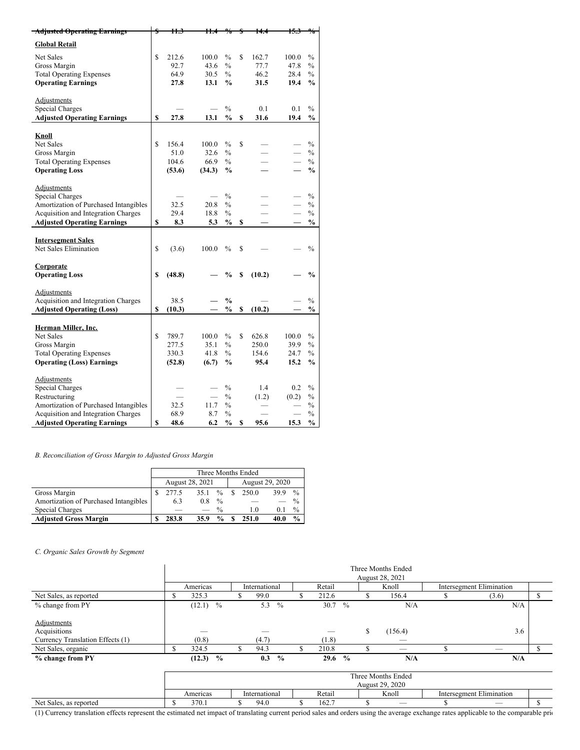| | | | | | |
|---|---|---|---|---|---|
| **Adjusted Operating Earnings** | $ 11.3 | 11.4 % | $ 14.4 | 15.3 % |
| **Global Retail** | | | | |
| Net Sales | $ 212.6 | 100.0 % | $ 162.7 | 100.0 % |
| Gross Margin | 92.7 | 43.6 % | 77.7 | 47.8 % |
| Total Operating Expenses | 64.9 | 30.5 % | 46.2 | 28.4 % |
| **Operating Earnings** | **27.8** | **13.1 %** | **31.5** | **19.4 %** |
| Adjustments | | | | |
| Special Charges | — | — % | 0.1 | 0.1 % |
| **Adjusted Operating Earnings** | **$ 27.8** | **13.1 %** | **$ 31.6** | **19.4 %** |
| **Knoll** | | | | |
| Net Sales | $ 156.4 | 100.0 % | $ — | — % |
| Gross Margin | 51.0 | 32.6 % | — | — % |
| Total Operating Expenses | 104.6 | 66.9 % | — | — % |
| **Operating Loss** | **(53.6)** | **(34.3) %** | **—** | **— %** |
| Adjustments | | | | |
| Special Charges | — | — % | — | — % |
| Amortization of Purchased Intangibles | 32.5 | 20.8 % | — | — % |
| Acquisition and Integration Charges | 29.4 | 18.8 % | — | — % |
| **Adjusted Operating Earnings** | **$ 8.3** | **5.3 %** | **$ —** | **— %** |
| **Intersegment Sales** | | | | |
| Net Sales Elimination | $ (3.6) | 100.0 % | $ — | — % |
| **Corporate** | | | | |
| **Operating Loss** | **$ (48.8)** | **— %** | **$ (10.2)** | **— %** |
| Adjustments | | | | |
| Acquisition and Integration Charges | 38.5 | **— %** | — | — % |
| **Adjusted Operating (Loss)** | **$ (10.3)** | **— %** | **$ (10.2)** | **— %** |
| **Herman Miller, Inc.** | | | | |
| Net Sales | $ 789.7 | 100.0 % | $ 626.8 | 100.0 % |
| Gross Margin | 277.5 | 35.1 % | 250.0 | 39.9 % |
| Total Operating Expenses | 330.3 | 41.8 % | 154.6 | 24.7 % |
| **Operating (Loss) Earnings** | **(52.8)** | **(6.7) %** | **95.4** | **15.2 %** |
| Adjustments | | | | |
| Special Charges | — | — % | 1.4 | 0.2 % |
| Restructuring | — | — % | (1.2) | (0.2) % |
| Amortization of Purchased Intangibles | 32.5 | 11.7 % | — | — % |
| Acquisition and Integration Charges | 68.9 | 8.7 % | — | — % |
| **Adjusted Operating Earnings** | **$ 48.6** | **6.2 %** | **$ 95.6** | **15.3 %** |

*B. Reconciliation of Gross Margin to Adjusted Gross Margin*

| | Three Months Ended | | | |
|---|---|---|---|---|
| | August 28, 2021 | | August 29, 2020 | |
| Gross Margin | $ 277.5 | 35.1 % | $ 250.0 | 39.9 % |
| Amortization of Purchased Intangibles | 6.3 | 0.8 % | — | — % |
| Special Charges | — | — % | 1.0 | 0.1 % |
| **Adjusted Gross Margin** | **$ 283.8** | **35.9 %** | **$ 251.0** | **40.0 %** |

*C. Organic Sales Growth by Segment*

| | Three Months Ended August 28, 2021 | | | | | |
|---|---|---|---|---|---|---|
| | Americas | International | Retail | Knoll | Intersegment Elimination | |
| Net Sales, as reported | $ 325.3 | $ 99.0 | $ 212.6 | $ 156.4 | $ (3.6) | $ |
| % change from PY | (12.1) % | 5.3 % | 30.7 % | N/A | N/A | |
| Adjustments | | | | | | |
| Acquisitions | — | — | — | $ (156.4) | 3.6 | |
| Currency Translation Effects (1) | (0.8) | (4.7) | (1.8) | — | | |
| Net Sales, organic | $ 324.5 | $ 94.3 | $ 210.8 | $ — | $ — | $ |
| **% change from PY** | **(12.3) %** | **0.3 %** | **29.6 %** | **N/A** | **N/A** | |

| | Three Months Ended August 29, 2020 | | | | | |
|---|---|---|---|---|---|---|
| | Americas | International | Retail | Knoll | Intersegment Elimination | |
| Net Sales, as reported | $ 370.1 | $ 94.0 | $ 162.7 | $ — | $ — | $ |

(1) Currency translation effects represent the estimated net impact of translating current period sales and orders using the average exchange rates applicable to the comparable pri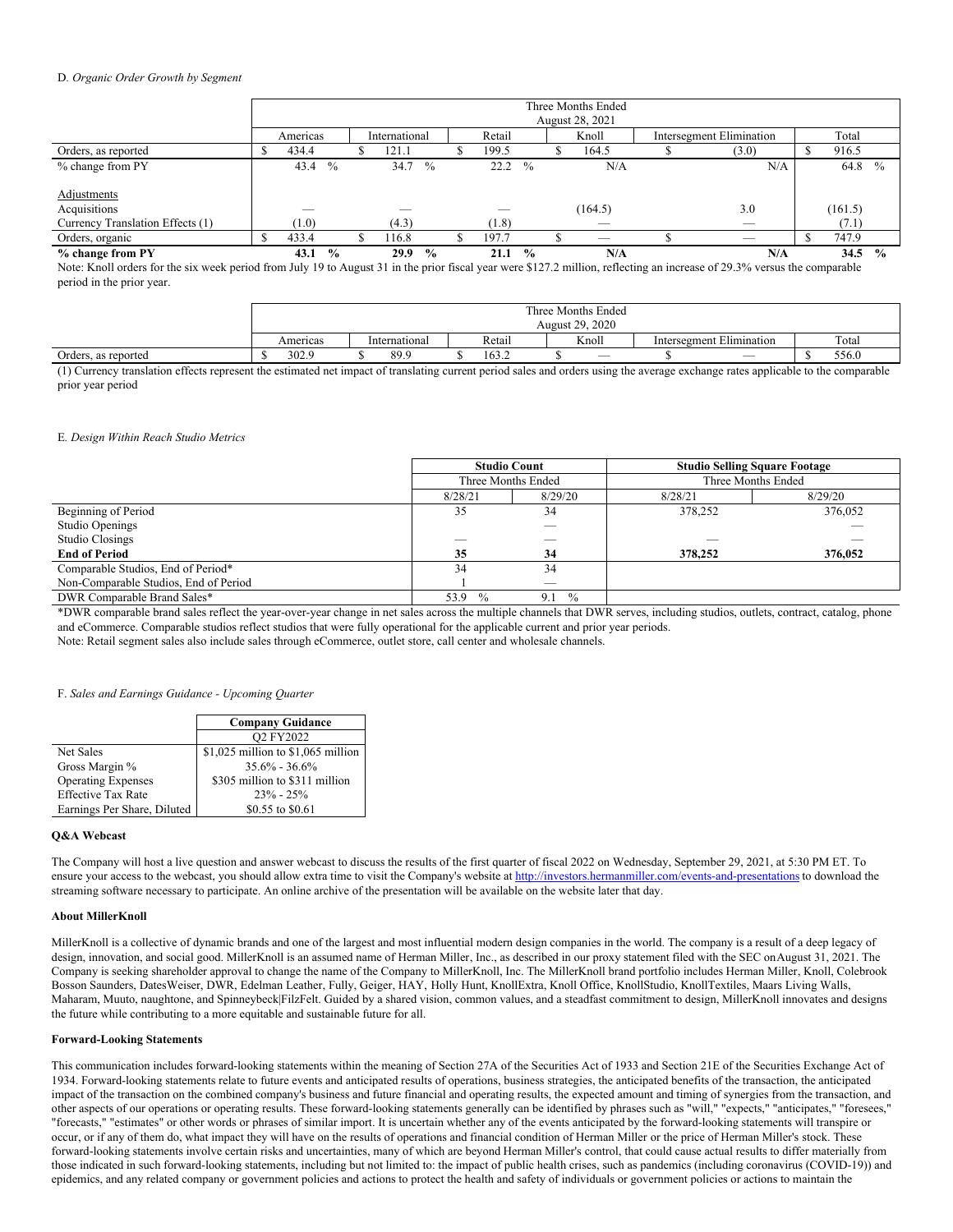D. *Organic Order Growth by Segment*

| | Three Months Ended August 28, 2021 | | | | | |
|---|---|---|---|---|---|---|
| | Americas | International | Retail | Knoll | Intersegment Elimination | Total |
| Orders, as reported | $ 434.4 | $ 121.1 | $ 199.5 | $ 164.5 | $ (3.0) | $ 916.5 |
| % change from PY | 43.4 % | 34.7 % | 22.2 % | N/A | N/A | 64.8 % |
| Adjustments | | | | | | |
| Acquisitions | — | — | — | (164.5) | 3.0 | (161.5) |
| Currency Translation Effects (1) | (1.0) | (4.3) | (1.8) | — | — | (7.1) |
| Orders, organic | $ 433.4 | $ 116.8 | $ 197.7 | $ — | $ — | $ 747.9 |
| **% change from PY** | **43.1 %** | **29.9 %** | **21.1 %** | **N/A** | **N/A** | **34.5 %** |

Note: Knoll orders for the six week period from July 19 to August 31 in the prior fiscal year were $127.2 million, reflecting an increase of 29.3% versus the comparable period in the prior year.

| | Three Months Ended August 29, 2020 | | | | | |
|---|---|---|---|---|---|---|
| | Americas | International | Retail | Knoll | Intersegment Elimination | Total |
| Orders, as reported | $ 302.9 | $ 89.9 | $ 163.2 | $ — | $ — | $ 556.0 |

(1) Currency translation effects represent the estimated net impact of translating current period sales and orders using the average exchange rates applicable to the comparable prior year period

E. *Design Within Reach Studio Metrics*

| | **Studio Count** | | **Studio Selling Square Footage** | |
|---|---|---|---|---|
| | Three Months Ended | | Three Months Ended | |
| | 8/28/21 | 8/29/20 | 8/28/21 | 8/29/20 |
| Beginning of Period | 35 | 34 | 378,252 | 376,052 |
| Studio Openings | | — | | — |
| Studio Closings | — | — | — | — |
| **End of Period** | **35** | **34** | **378,252** | **376,052** |
| Comparable Studios, End of Period* | 34 | 34 | | |
| Non-Comparable Studios, End of Period | 1 | — | | |
| DWR Comparable Brand Sales* | 53.9 % | 9.1 % | | |

*DWR comparable brand sales reflect the year-over-year change in net sales across the multiple channels that DWR serves, including studios, outlets, contract, catalog, phone and eCommerce. Comparable studios reflect studios that were fully operational for the applicable current and prior year periods.

Note: Retail segment sales also include sales through eCommerce, outlet store, call center and wholesale channels.

F. *Sales and Earnings Guidance - Upcoming Quarter*

| | **Company Guidance** |
|---|---|
| | Q2 FY2022 |
| Net Sales | $1,025 million to $1,065 million |
| Gross Margin % | 35.6% - 36.6% |
| Operating Expenses | $305 million to $311 million |
| Effective Tax Rate | 23% - 25% |
| Earnings Per Share, Diluted | $0.55 to $0.61 |

**Q&A Webcast**

The Company will host a live question and answer webcast to discuss the results of the first quarter of fiscal 2022 on Wednesday, September 29, 2021, at 5:30 PM ET. To ensure your access to the webcast, you should allow extra time to visit the Company's website at http://investors.hermanmiller.com/events-and-presentations to download the streaming software necessary to participate. An online archive of the presentation will be available on the website later that day.

**About MillerKnoll**

MillerKnoll is a collective of dynamic brands and one of the largest and most influential modern design companies in the world. The company is a result of a deep legacy of design, innovation, and social good. MillerKnoll is an assumed name of Herman Miller, Inc., as described in our proxy statement filed with the SEC onAugust 31, 2021. The Company is seeking shareholder approval to change the name of the Company to MillerKnoll, Inc. The MillerKnoll brand portfolio includes Herman Miller, Knoll, Colebrook Bosson Saunders, DatesWeiser, DWR, Edelman Leather, Fully, Geiger, HAY, Holly Hunt, KnollExtra, Knoll Office, KnollStudio, KnollTextiles, Maars Living Walls, Maharam, Muuto, naughtone, and Spinneybeck|FilzFelt. Guided by a shared vision, common values, and a steadfast commitment to design, MillerKnoll innovates and designs the future while contributing to a more equitable and sustainable future for all.

**Forward-Looking Statements**

This communication includes forward-looking statements within the meaning of Section 27A of the Securities Act of 1933 and Section 21E of the Securities Exchange Act of 1934. Forward-looking statements relate to future events and anticipated results of operations, business strategies, the anticipated benefits of the transaction, the anticipated impact of the transaction on the combined company's business and future financial and operating results, the expected amount and timing of synergies from the transaction, and other aspects of our operations or operating results. These forward-looking statements generally can be identified by phrases such as "will," "expects," "anticipates," "foresees," "forecasts," "estimates" or other words or phrases of similar import. It is uncertain whether any of the events anticipated by the forward-looking statements will transpire or occur, or if any of them do, what impact they will have on the results of operations and financial condition of Herman Miller or the price of Herman Miller's stock. These forward-looking statements involve certain risks and uncertainties, many of which are beyond Herman Miller's control, that could cause actual results to differ materially from those indicated in such forward-looking statements, including but not limited to: the impact of public health crises, such as pandemics (including coronavirus (COVID-19)) and epidemics, and any related company or government policies and actions to protect the health and safety of individuals or government policies or actions to maintain the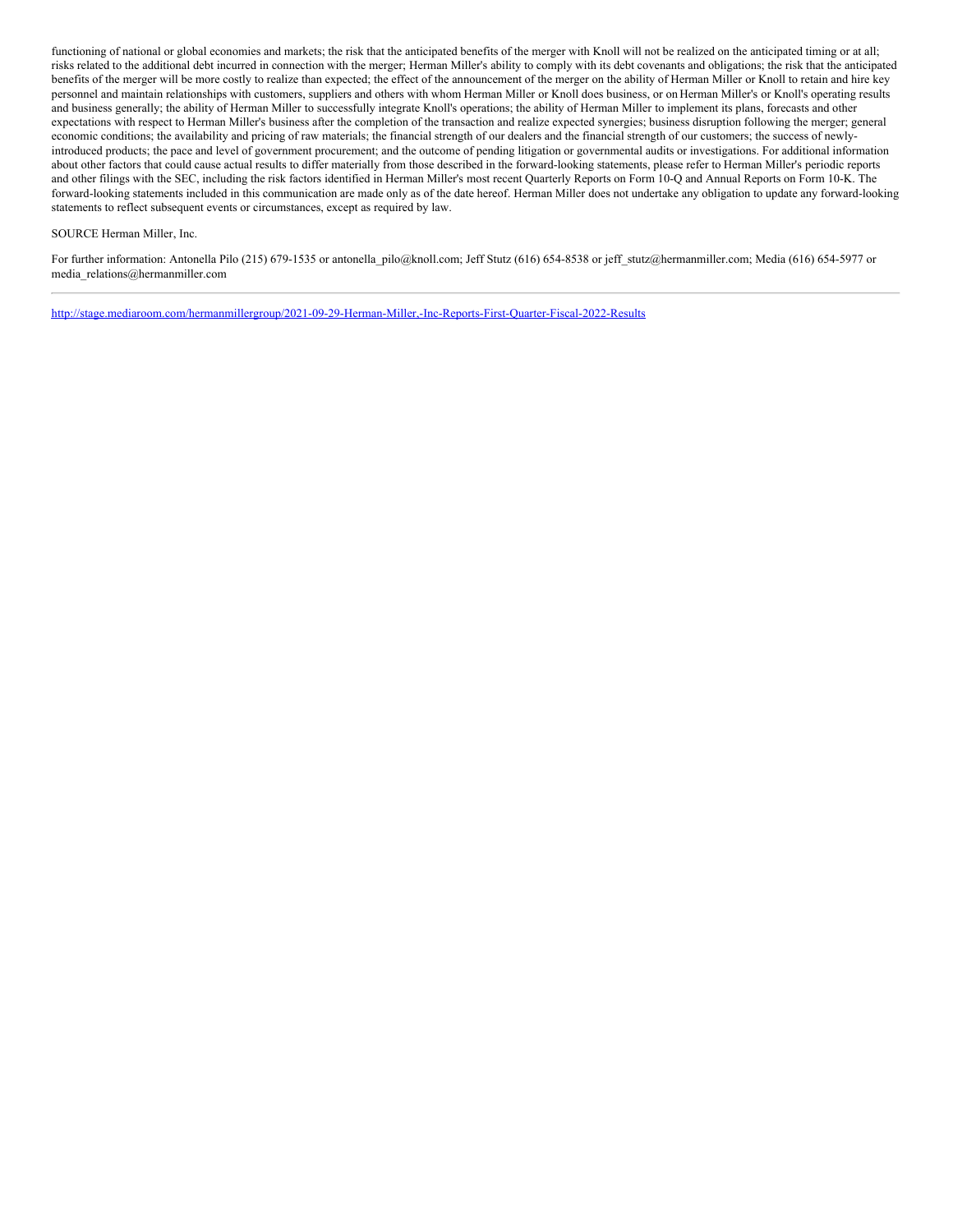functioning of national or global economies and markets; the risk that the anticipated benefits of the merger with Knoll will not be realized on the anticipated timing or at all; risks related to the additional debt incurred in connection with the merger; Herman Miller's ability to comply with its debt covenants and obligations; the risk that the anticipated benefits of the merger will be more costly to realize than expected; the effect of the announcement of the merger on the ability of Herman Miller or Knoll to retain and hire key personnel and maintain relationships with customers, suppliers and others with whom Herman Miller or Knoll does business, or on Herman Miller's or Knoll's operating results and business generally; the ability of Herman Miller to successfully integrate Knoll's operations; the ability of Herman Miller to implement its plans, forecasts and other expectations with respect to Herman Miller's business after the completion of the transaction and realize expected synergies; business disruption following the merger; general economic conditions; the availability and pricing of raw materials; the financial strength of our dealers and the financial strength of our customers; the success of newly-introduced products; the pace and level of government procurement; and the outcome of pending litigation or governmental audits or investigations. For additional information about other factors that could cause actual results to differ materially from those described in the forward-looking statements, please refer to Herman Miller's periodic reports and other filings with the SEC, including the risk factors identified in Herman Miller's most recent Quarterly Reports on Form 10-Q and Annual Reports on Form 10-K. The forward-looking statements included in this communication are made only as of the date hereof. Herman Miller does not undertake any obligation to update any forward-looking statements to reflect subsequent events or circumstances, except as required by law.

SOURCE Herman Miller, Inc.

For further information: Antonella Pilo (215) 679-1535 or antonella_pilo@knoll.com; Jeff Stutz (616) 654-8538 or jeff_stutz@hermanmiller.com; Media (616) 654-5977 or media_relations@hermanmiller.com

---

http://stage.mediaroom.com/hermanmillergroup/2021-09-29-Herman-Miller,-Inc-Reports-First-Quarter-Fiscal-2022-Results